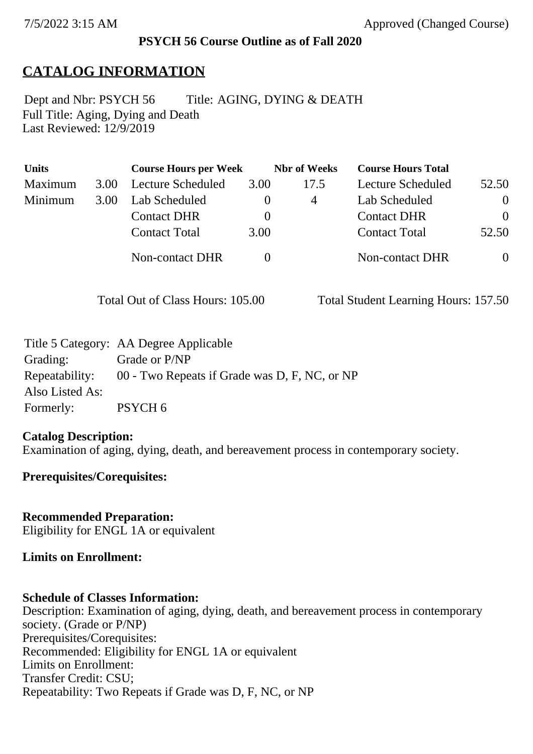# PSYCH 56 Course Outline as of Fall 2020

## CATALOG INFORMATION

Dept and Nbr: PSYCH 56 Title: AGING, DYING & DEATH
Full Title: Aging, Dying and Death
Last Reviewed: 12/9/2019

| Units | | Course Hours per Week | | Nbr of Weeks | Course Hours Total | |
|---|---|---|---|---|---|---|
| Maximum | 3.00 | Lecture Scheduled | 3.00 | 17.5 | Lecture Scheduled | 52.50 |
| Minimum | 3.00 | Lab Scheduled | 0 | 4 | Lab Scheduled | 0 |
| | | Contact DHR | 0 | | Contact DHR | 0 |
| | | Contact Total | 3.00 | | Contact Total | 52.50 |
| | | Non-contact DHR | 0 | | Non-contact DHR | 0 |

Total Out of Class Hours: 105.00 Total Student Learning Hours: 157.50

| | |
|---|---|
| Title 5 Category: | AA Degree Applicable |
| Grading: | Grade or P/NP |
| Repeatability: | 00 - Two Repeats if Grade was D, F, NC, or NP |
| Also Listed As: | |
| Formerly: | PSYCH 6 |

**Catalog Description:**
Examination of aging, dying, death, and bereavement process in contemporary society.

**Prerequisites/Corequisites:**

**Recommended Preparation:**
Eligibility for ENGL 1A or equivalent

**Limits on Enrollment:**

**Schedule of Classes Information:**
Description: Examination of aging, dying, death, and bereavement process in contemporary society. (Grade or P/NP)
Prerequisites/Corequisites:
Recommended: Eligibility for ENGL 1A or equivalent
Limits on Enrollment:
Transfer Credit: CSU;
Repeatability: Two Repeats if Grade was D, F, NC, or NP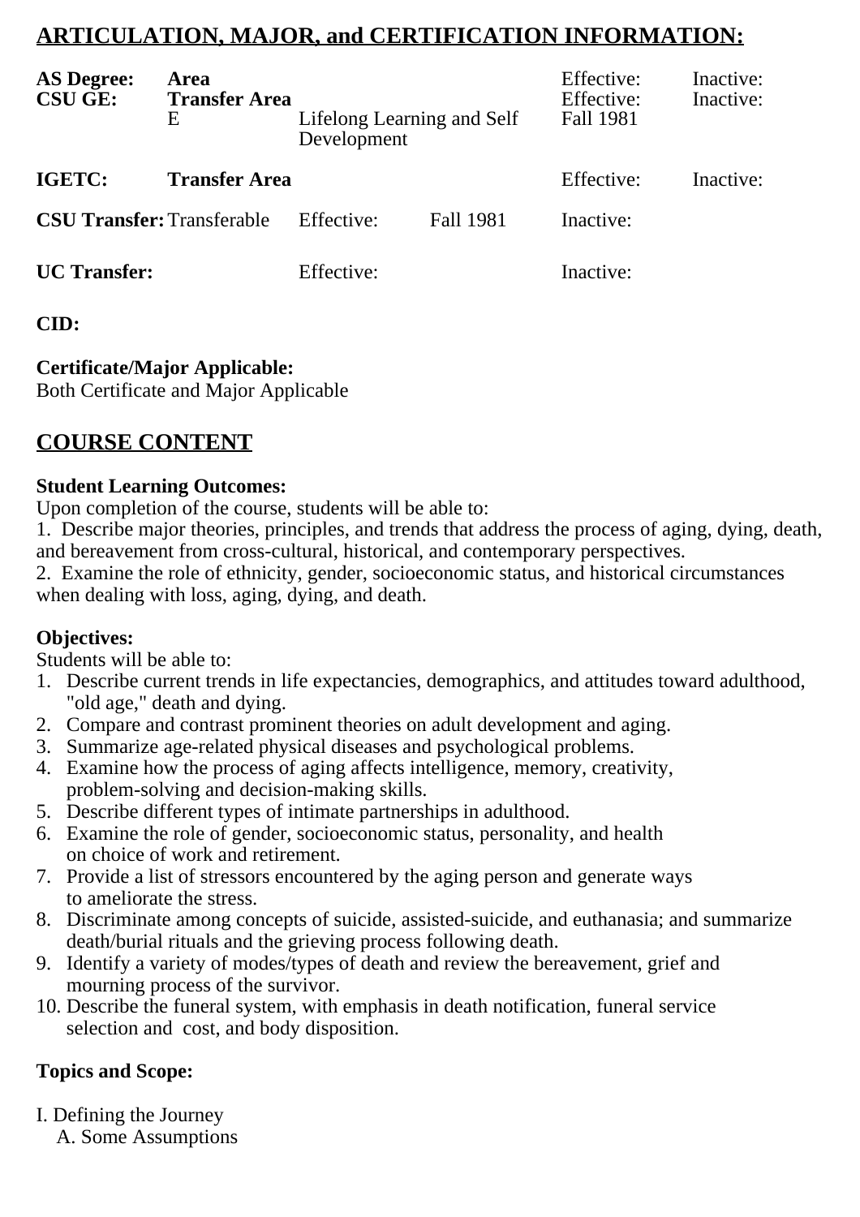## ARTICULATION, MAJOR, and CERTIFICATION INFORMATION:

| | | | | | |
|---|---|---|---|---|---|
| **AS Degree:** | **Area** | | | Effective: | Inactive: |
| **CSU GE:** | **Transfer Area** | | | Effective: | Inactive: |
| | E | Lifelong Learning and Self Development | | Fall 1981 | |
| **IGETC:** | **Transfer Area** | | | Effective: | Inactive: |
| **CSU Transfer:** | Transferable | Effective: | Fall 1981 | Inactive: | |
| **UC Transfer:** | | Effective: | | Inactive: | |

**CID:**

**Certificate/Major Applicable:**
Both Certificate and Major Applicable

## COURSE CONTENT

**Student Learning Outcomes:**
Upon completion of the course, students will be able to:
1. Describe major theories, principles, and trends that address the process of aging, dying, death, and bereavement from cross-cultural, historical, and contemporary perspectives.
2. Examine the role of ethnicity, gender, socioeconomic status, and historical circumstances when dealing with loss, aging, dying, and death.

**Objectives:**
Students will be able to:
1. Describe current trends in life expectancies, demographics, and attitudes toward adulthood, "old age," death and dying.
2. Compare and contrast prominent theories on adult development and aging.
3. Summarize age-related physical diseases and psychological problems.
4. Examine how the process of aging affects intelligence, memory, creativity, problem-solving and decision-making skills.
5. Describe different types of intimate partnerships in adulthood.
6. Examine the role of gender, socioeconomic status, personality, and health on choice of work and retirement.
7. Provide a list of stressors encountered by the aging person and generate ways to ameliorate the stress.
8. Discriminate among concepts of suicide, assisted-suicide, and euthanasia; and summarize death/burial rituals and the grieving process following death.
9. Identify a variety of modes/types of death and review the bereavement, grief and mourning process of the survivor.
10. Describe the funeral system, with emphasis in death notification, funeral service selection and cost, and body disposition.

**Topics and Scope:**

I. Defining the Journey
   A. Some Assumptions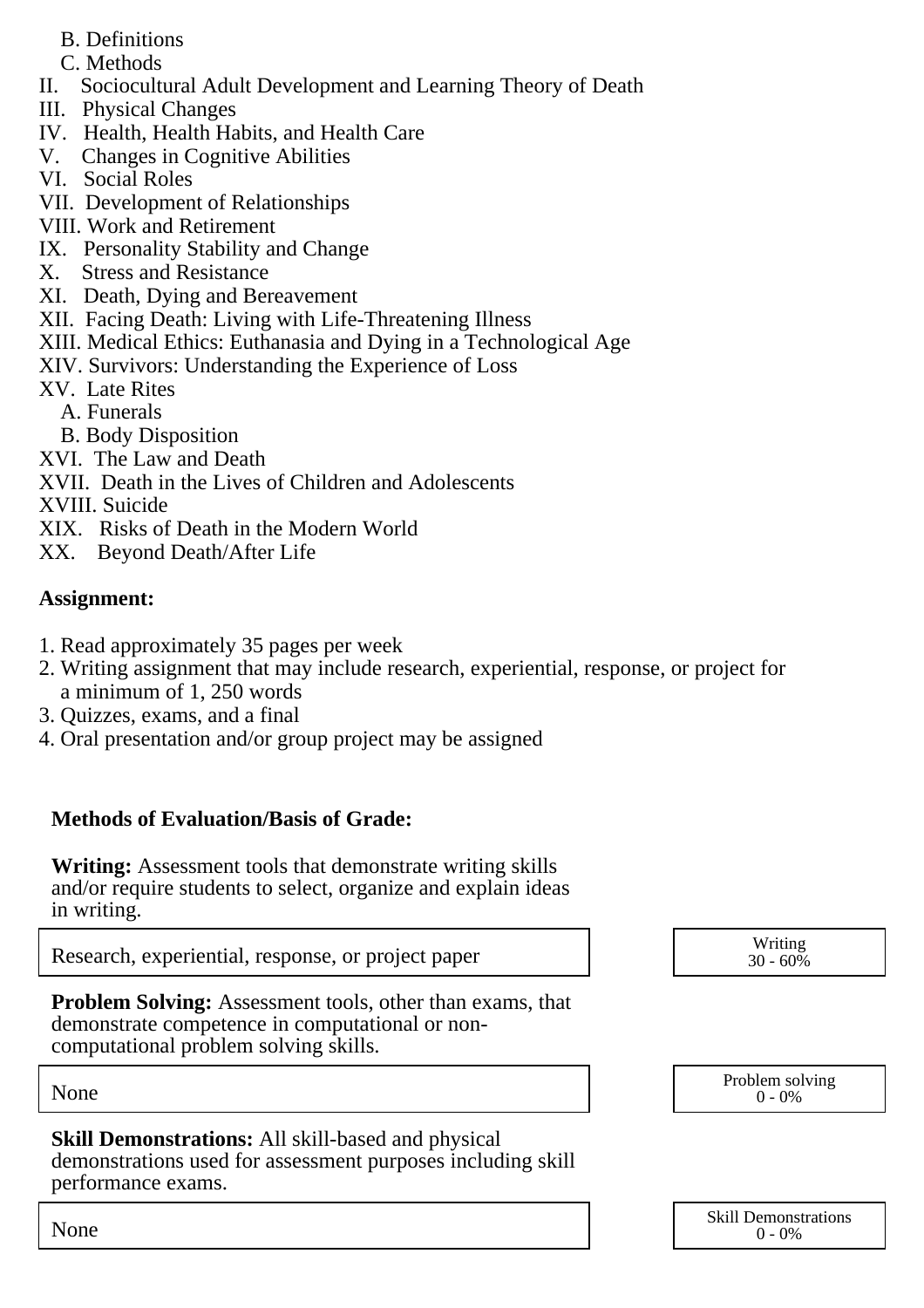B. Definitions
   C. Methods

II. Sociocultural Adult Development and Learning Theory of Death
III. Physical Changes
IV. Health, Health Habits, and Health Care
V. Changes in Cognitive Abilities
VI. Social Roles
VII. Development of Relationships
VIII. Work and Retirement
IX. Personality Stability and Change
X. Stress and Resistance
XI. Death, Dying and Bereavement
XII. Facing Death: Living with Life-Threatening Illness
XIII. Medical Ethics: Euthanasia and Dying in a Technological Age
XIV. Survivors: Understanding the Experience of Loss
XV. Late Rites
   A. Funerals
   B. Body Disposition
XVI. The Law and Death
XVII. Death in the Lives of Children and Adolescents
XVIII. Suicide
XIX. Risks of Death in the Modern World
XX. Beyond Death/After Life

**Assignment:**

1. Read approximately 35 pages per week
2. Writing assignment that may include research, experiential, response, or project for a minimum of 1, 250 words
3. Quizzes, exams, and a final
4. Oral presentation and/or group project may be assigned

**Methods of Evaluation/Basis of Grade:**

**Writing:** Assessment tools that demonstrate writing skills and/or require students to select, organize and explain ideas in writing.

| Research, experiential, response, or project paper | Writing 30 - 60% |
|---|---|

**Problem Solving:** Assessment tools, other than exams, that demonstrate competence in computational or non-computational problem solving skills.

| None | Problem solving 0 - 0% |
|---|---|

**Skill Demonstrations:** All skill-based and physical demonstrations used for assessment purposes including skill performance exams.

| None | Skill Demonstrations 0 - 0% |
|---|---|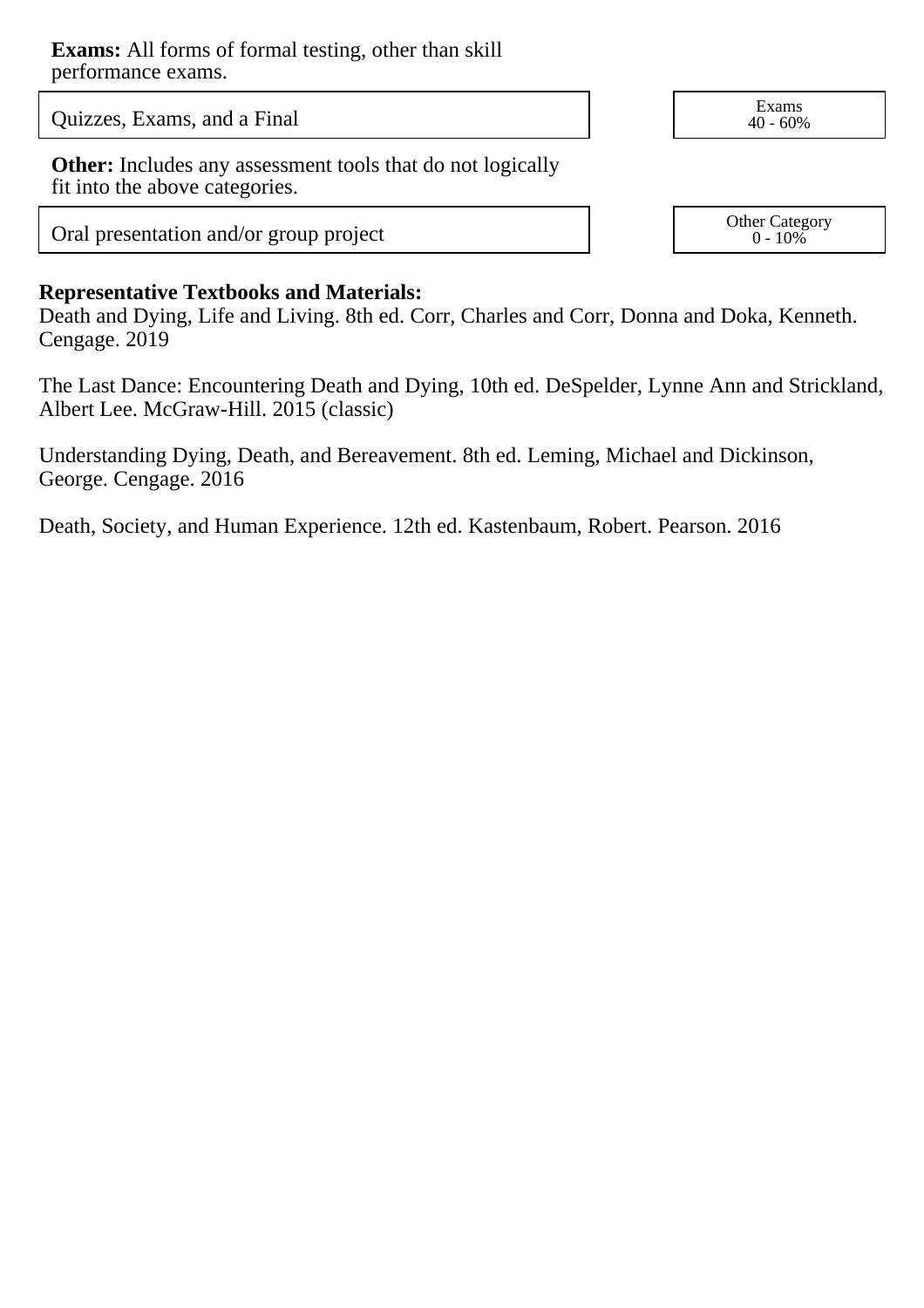**Exams:** All forms of formal testing, other than skill performance exams.

| | |
|---|---|
| Quizzes, Exams, and a Final | Exams 40 - 60% |

**Other:** Includes any assessment tools that do not logically fit into the above categories.

| | |
|---|---|
| Oral presentation and/or group project | Other Category 0 - 10% |

**Representative Textbooks and Materials:**

Death and Dying, Life and Living. 8th ed. Corr, Charles and Corr, Donna and Doka, Kenneth. Cengage. 2019

The Last Dance: Encountering Death and Dying, 10th ed. DeSpelder, Lynne Ann and Strickland, Albert Lee. McGraw-Hill. 2015 (classic)

Understanding Dying, Death, and Bereavement. 8th ed. Leming, Michael and Dickinson, George. Cengage. 2016

Death, Society, and Human Experience. 12th ed. Kastenbaum, Robert. Pearson. 2016